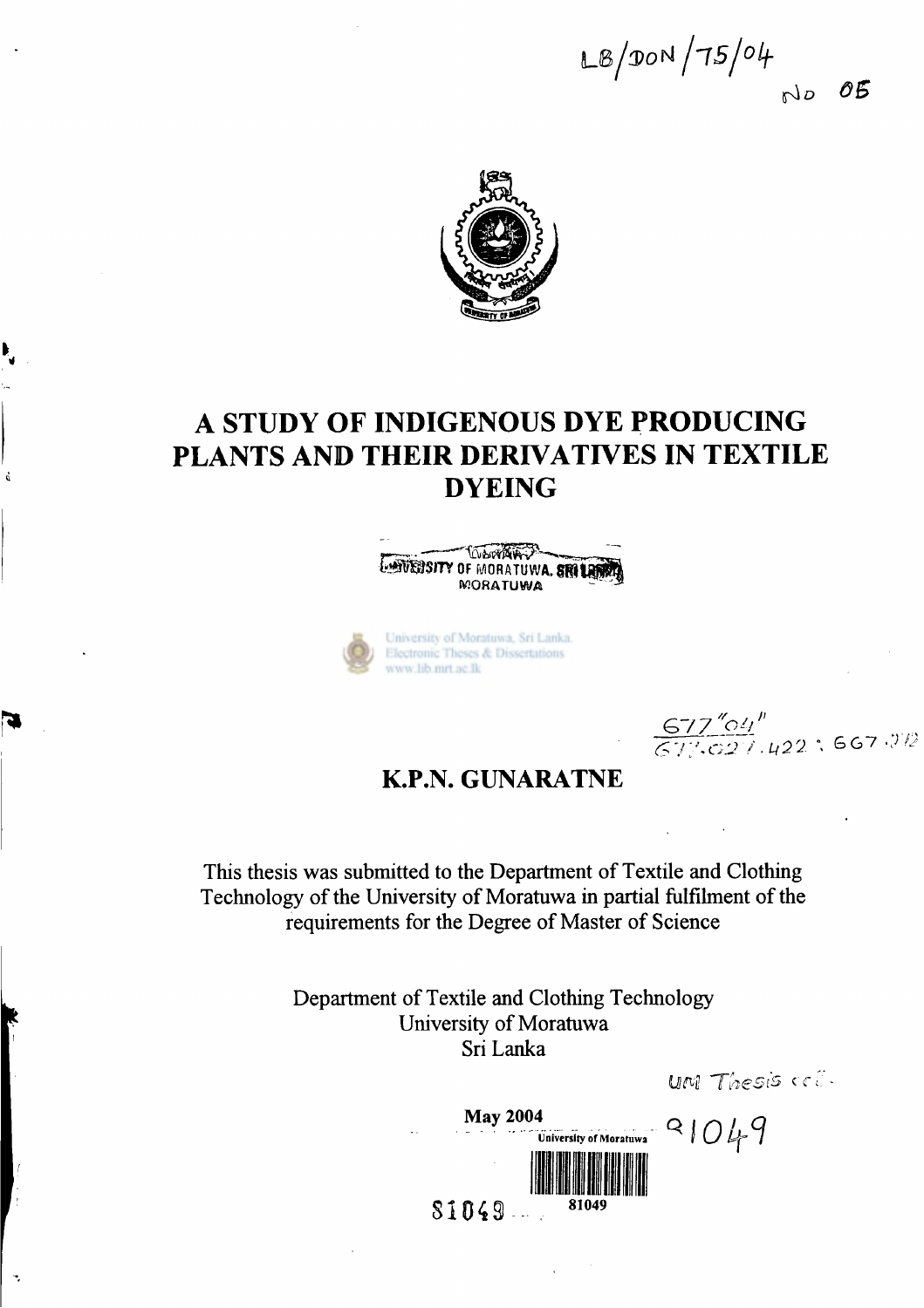LB/DON/75/04

No 05

# A STUDY OF INDIGENOUS DYE PRODUCING PLANTS AND THEIR DERIVATIVES IN TEXTILE DYEING

LIBRARY
UNIVERSITY OF MORATUWA, SRI LANKA
MORATUWA

University of Moratuwa, Sri Lanka.
Electronic Theses & Dissertations
www.lib.mrt.ac.lk

677"04"
677.027.422 : 667.212

## K.P.N. GUNARATNE

This thesis was submitted to the Department of Textile and Clothing Technology of the University of Moratuwa in partial fulfilment of the requirements for the Degree of Master of Science

Department of Textile and Clothing Technology
University of Moratuwa
Sri Lanka

UM Thesis coll.

**May 2004**

University of Moratuwa

81049

81049

81049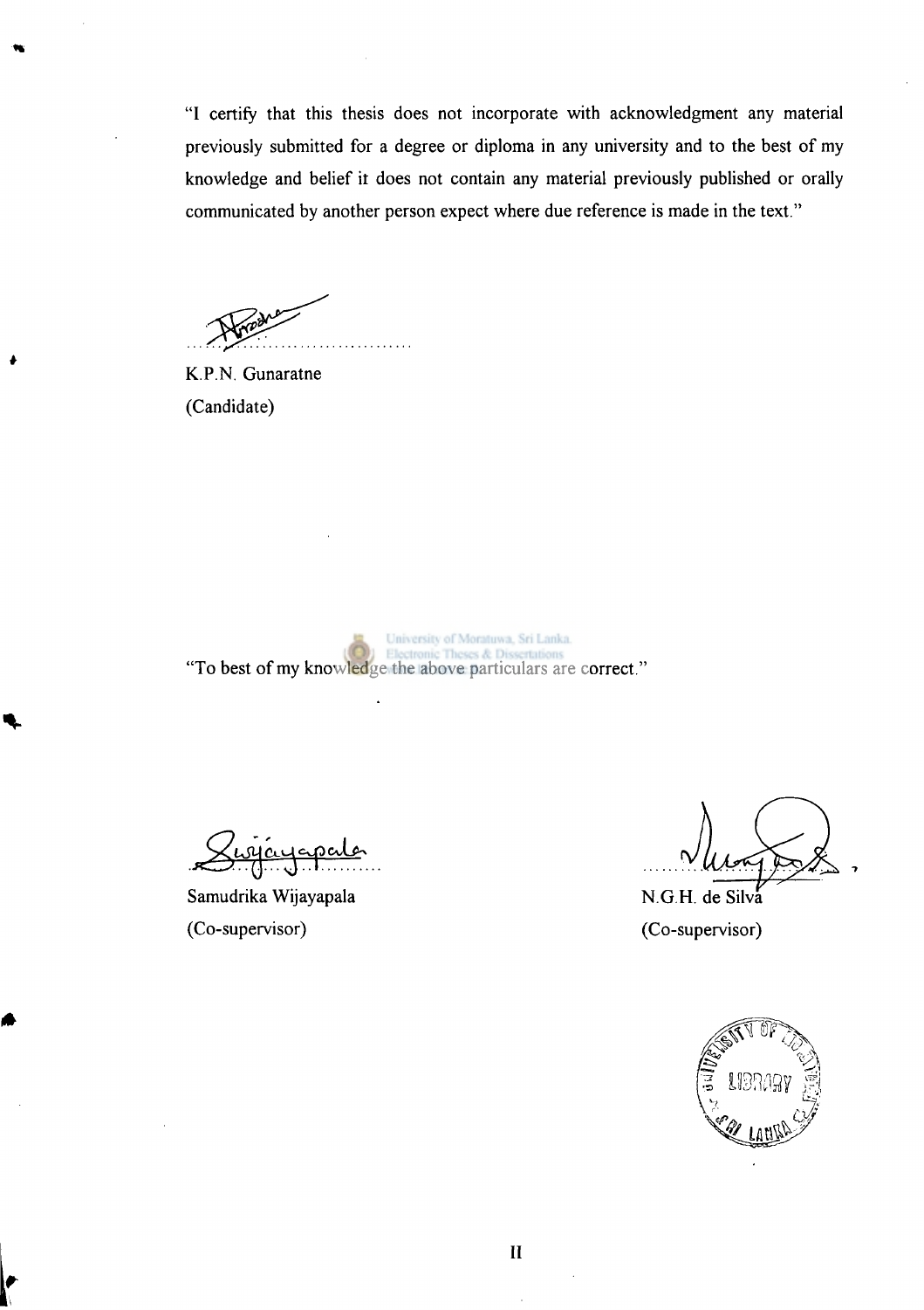"I certify that this thesis does not incorporate with acknowledgment any material previously submitted for a degree or diploma in any university and to the best of my knowledge and belief it does not contain any material previously published or orally communicated by another person expect where due reference is made in the text."

..........................................

K.P.N. Gunaratne

(Candidate)

"To best of my knowledge the above particulars are correct."

..........................................

Samudrika Wijayapala

(Co-supervisor)

..........................................

N.G.H. de Silva

(Co-supervisor)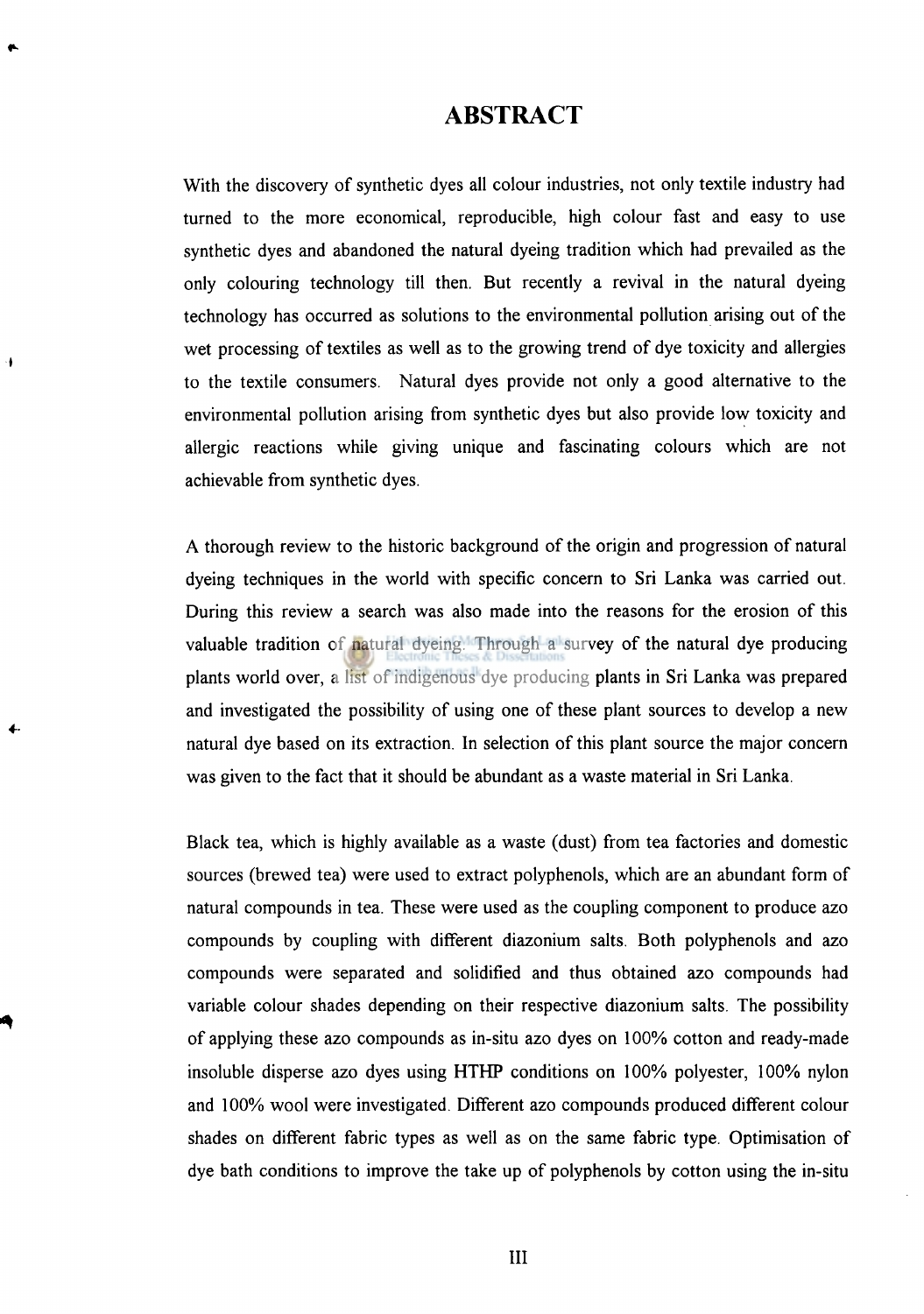# ABSTRACT

With the discovery of synthetic dyes all colour industries, not only textile industry had turned to the more economical, reproducible, high colour fast and easy to use synthetic dyes and abandoned the natural dyeing tradition which had prevailed as the only colouring technology till then. But recently a revival in the natural dyeing technology has occurred as solutions to the environmental pollution arising out of the wet processing of textiles as well as to the growing trend of dye toxicity and allergies to the textile consumers. Natural dyes provide not only a good alternative to the environmental pollution arising from synthetic dyes but also provide low toxicity and allergic reactions while giving unique and fascinating colours which are not achievable from synthetic dyes.

A thorough review to the historic background of the origin and progression of natural dyeing techniques in the world with specific concern to Sri Lanka was carried out. During this review a search was also made into the reasons for the erosion of this valuable tradition of natural dyeing. Through a survey of the natural dye producing plants world over, a list of indigenous dye producing plants in Sri Lanka was prepared and investigated the possibility of using one of these plant sources to develop a new natural dye based on its extraction. In selection of this plant source the major concern was given to the fact that it should be abundant as a waste material in Sri Lanka.

Black tea, which is highly available as a waste (dust) from tea factories and domestic sources (brewed tea) were used to extract polyphenols, which are an abundant form of natural compounds in tea. These were used as the coupling component to produce azo compounds by coupling with different diazonium salts. Both polyphenols and azo compounds were separated and solidified and thus obtained azo compounds had variable colour shades depending on their respective diazonium salts. The possibility of applying these azo compounds as in-situ azo dyes on 100% cotton and ready-made insoluble disperse azo dyes using HTHP conditions on 100% polyester, 100% nylon and 100% wool were investigated. Different azo compounds produced different colour shades on different fabric types as well as on the same fabric type. Optimisation of dye bath conditions to improve the take up of polyphenols by cotton using the in-situ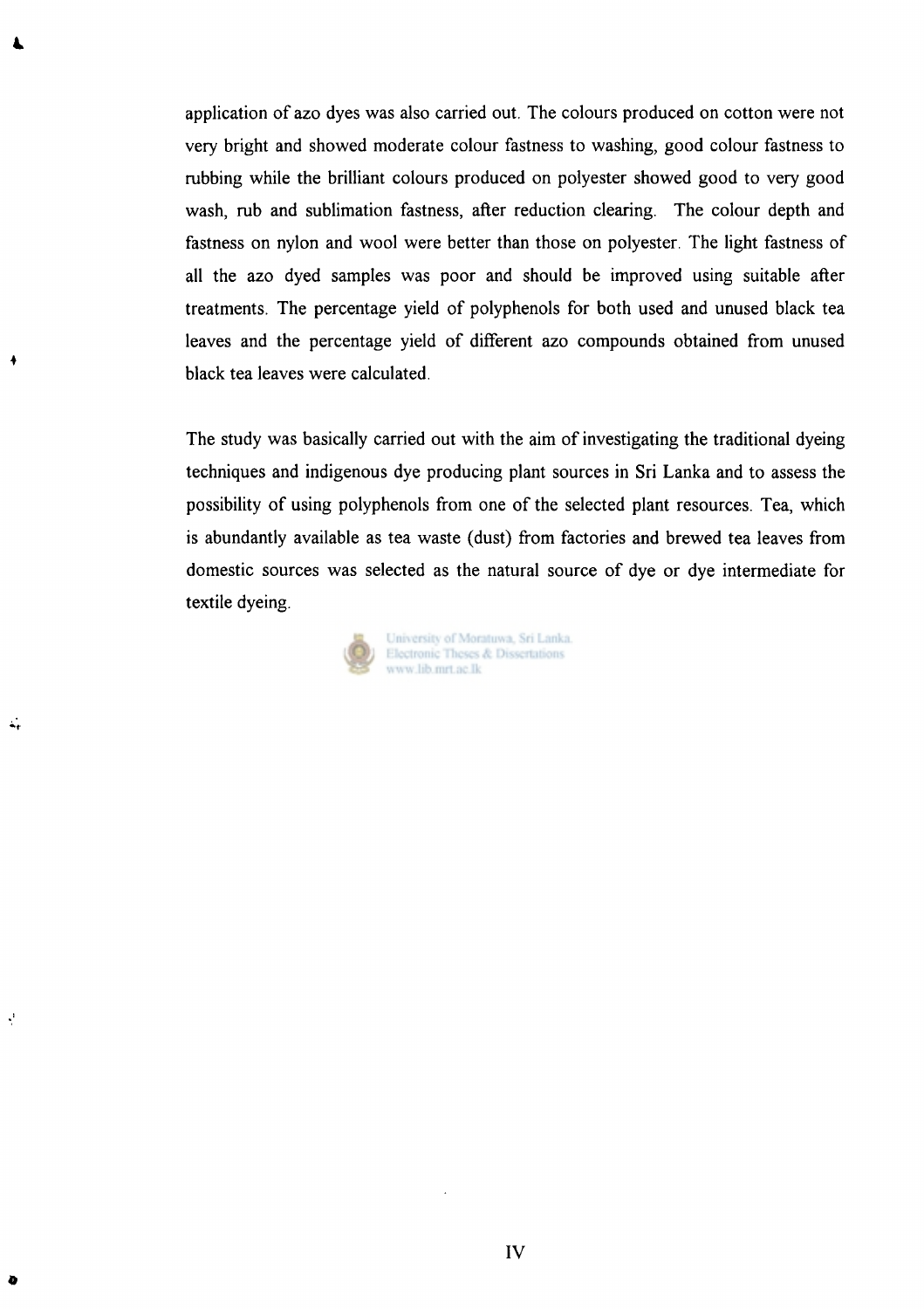application of azo dyes was also carried out. The colours produced on cotton were not very bright and showed moderate colour fastness to washing, good colour fastness to rubbing while the brilliant colours produced on polyester showed good to very good wash, rub and sublimation fastness, after reduction clearing. The colour depth and fastness on nylon and wool were better than those on polyester. The light fastness of all the azo dyed samples was poor and should be improved using suitable after treatments. The percentage yield of polyphenols for both used and unused black tea leaves and the percentage yield of different azo compounds obtained from unused black tea leaves were calculated.

The study was basically carried out with the aim of investigating the traditional dyeing techniques and indigenous dye producing plant sources in Sri Lanka and to assess the possibility of using polyphenols from one of the selected plant resources. Tea, which is abundantly available as tea waste (dust) from factories and brewed tea leaves from domestic sources was selected as the natural source of dye or dye intermediate for textile dyeing.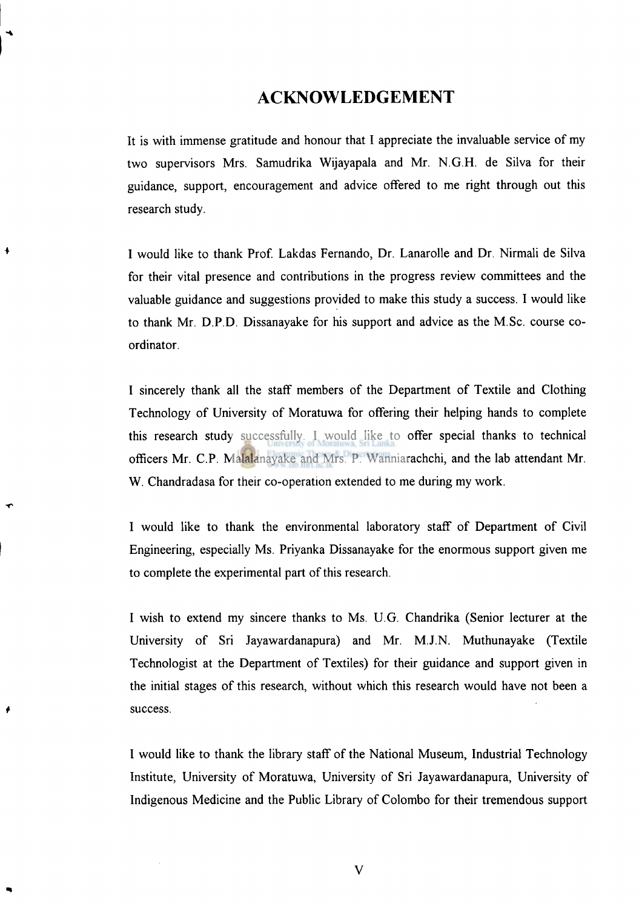# ACKNOWLEDGEMENT

It is with immense gratitude and honour that I appreciate the invaluable service of my two supervisors Mrs. Samudrika Wijayapala and Mr. N.G.H. de Silva for their guidance, support, encouragement and advice offered to me right through out this research study.

I would like to thank Prof. Lakdas Fernando, Dr. Lanarolle and Dr. Nirmali de Silva for their vital presence and contributions in the progress review committees and the valuable guidance and suggestions provided to make this study a success. I would like to thank Mr. D.P.D. Dissanayake for his support and advice as the M.Sc. course co-ordinator.

I sincerely thank all the staff members of the Department of Textile and Clothing Technology of University of Moratuwa for offering their helping hands to complete this research study successfully. I would like to offer special thanks to technical officers Mr. C.P. Malalanayake and Mrs. P. Wanniarachchi, and the lab attendant Mr. W. Chandradasa for their co-operation extended to me during my work.

I would like to thank the environmental laboratory staff of Department of Civil Engineering, especially Ms. Priyanka Dissanayake for the enormous support given me to complete the experimental part of this research.

I wish to extend my sincere thanks to Ms. U.G. Chandrika (Senior lecturer at the University of Sri Jayawardanapura) and Mr. M.J.N. Muthunayake (Textile Technologist at the Department of Textiles) for their guidance and support given in the initial stages of this research, without which this research would have not been a success.

I would like to thank the library staff of the National Museum, Industrial Technology Institute, University of Moratuwa, University of Sri Jayawardanapura, University of Indigenous Medicine and the Public Library of Colombo for their tremendous support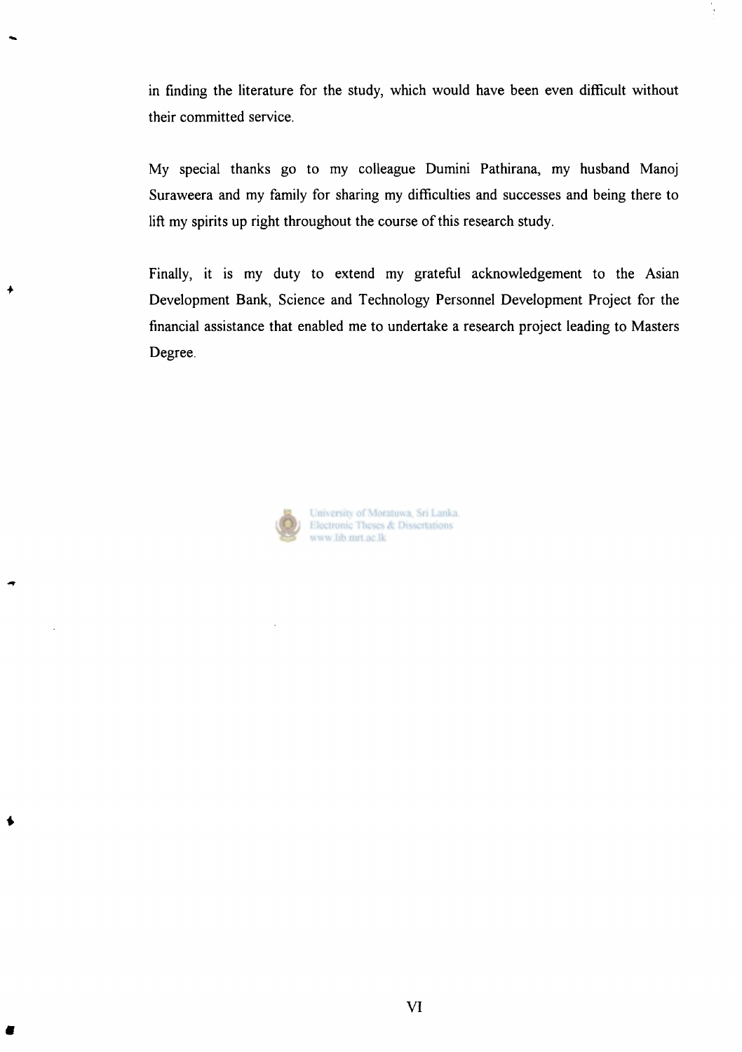in finding the literature for the study, which would have been even difficult without their committed service.

My special thanks go to my colleague Dumini Pathirana, my husband Manoj Suraweera and my family for sharing my difficulties and successes and being there to lift my spirits up right throughout the course of this research study.

Finally, it is my duty to extend my grateful acknowledgement to the Asian Development Bank, Science and Technology Personnel Development Project for the financial assistance that enabled me to undertake a research project leading to Masters Degree.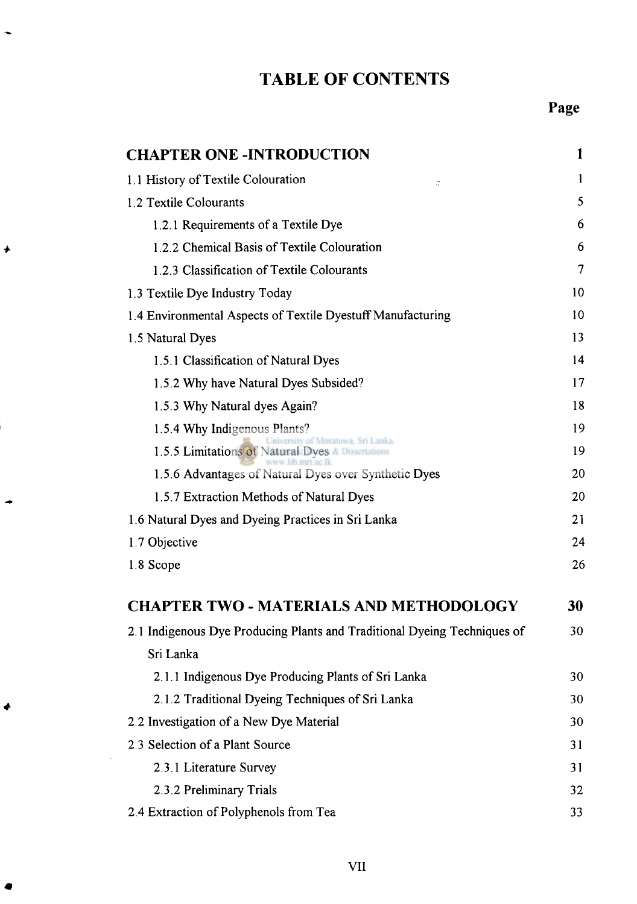# TABLE OF CONTENTS

| | Page |
|---|---|
| **CHAPTER ONE -INTRODUCTION** | **1** |
| 1.1 History of Textile Colouration | 1 |
| 1.2 Textile Colourants | 5 |
| 1.2.1 Requirements of a Textile Dye | 6 |
| 1.2.2 Chemical Basis of Textile Colouration | 6 |
| 1.2.3 Classification of Textile Colourants | 7 |
| 1.3 Textile Dye Industry Today | 10 |
| 1.4 Environmental Aspects of Textile Dyestuff Manufacturing | 10 |
| 1.5 Natural Dyes | 13 |
| 1.5.1 Classification of Natural Dyes | 14 |
| 1.5.2 Why have Natural Dyes Subsided? | 17 |
| 1.5.3 Why Natural dyes Again? | 18 |
| 1.5.4 Why Indigenous Plants? | 19 |
| 1.5.5 Limitations of Natural Dyes | 19 |
| 1.5.6 Advantages of Natural Dyes over Synthetic Dyes | 20 |
| 1.5.7 Extraction Methods of Natural Dyes | 20 |
| 1.6 Natural Dyes and Dyeing Practices in Sri Lanka | 21 |
| 1.7 Objective | 24 |
| 1.8 Scope | 26 |
| **CHAPTER TWO - MATERIALS AND METHODOLOGY** | **30** |
| 2.1 Indigenous Dye Producing Plants and Traditional Dyeing Techniques of Sri Lanka | 30 |
| 2.1.1 Indigenous Dye Producing Plants of Sri Lanka | 30 |
| 2.1.2 Traditional Dyeing Techniques of Sri Lanka | 30 |
| 2.2 Investigation of a New Dye Material | 30 |
| 2.3 Selection of a Plant Source | 31 |
| 2.3.1 Literature Survey | 31 |
| 2.3.2 Preliminary Trials | 32 |
| 2.4 Extraction of Polyphenols from Tea | 33 |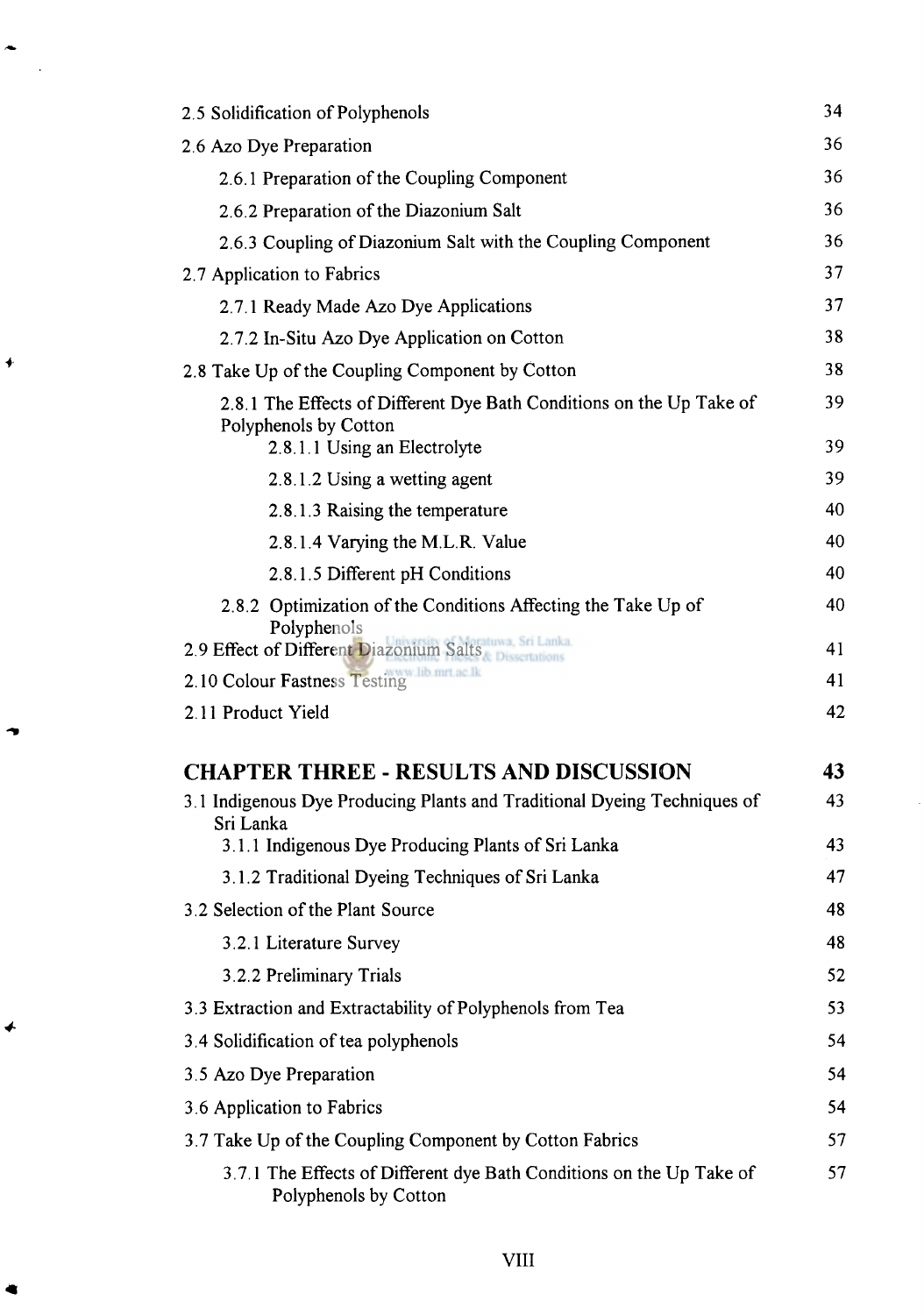| | |
|---|---|
| 2.5 Solidification of Polyphenols | 34 |
| 2.6 Azo Dye Preparation | 36 |
| 2.6.1 Preparation of the Coupling Component | 36 |
| 2.6.2 Preparation of the Diazonium Salt | 36 |
| 2.6.3 Coupling of Diazonium Salt with the Coupling Component | 36 |
| 2.7 Application to Fabrics | 37 |
| 2.7.1 Ready Made Azo Dye Applications | 37 |
| 2.7.2 In-Situ Azo Dye Application on Cotton | 38 |
| 2.8 Take Up of the Coupling Component by Cotton | 38 |
| 2.8.1 The Effects of Different Dye Bath Conditions on the Up Take of Polyphenols by Cotton | 39 |
| 2.8.1.1 Using an Electrolyte | 39 |
| 2.8.1.2 Using a wetting agent | 39 |
| 2.8.1.3 Raising the temperature | 40 |
| 2.8.1.4 Varying the M.L.R. Value | 40 |
| 2.8.1.5 Different pH Conditions | 40 |
| 2.8.2 Optimization of the Conditions Affecting the Take Up of Polyphenols | 40 |
| 2.9 Effect of Different Diazonium Salts | 41 |
| 2.10 Colour Fastness Testing | 41 |
| 2.11 Product Yield | 42 |

| | |
|---|---|
| **CHAPTER THREE - RESULTS AND DISCUSSION** | **43** |
| 3.1 Indigenous Dye Producing Plants and Traditional Dyeing Techniques of Sri Lanka | 43 |
| 3.1.1 Indigenous Dye Producing Plants of Sri Lanka | 43 |
| 3.1.2 Traditional Dyeing Techniques of Sri Lanka | 47 |
| 3.2 Selection of the Plant Source | 48 |
| 3.2.1 Literature Survey | 48 |
| 3.2.2 Preliminary Trials | 52 |
| 3.3 Extraction and Extractability of Polyphenols from Tea | 53 |
| 3.4 Solidification of tea polyphenols | 54 |
| 3.5 Azo Dye Preparation | 54 |
| 3.6 Application to Fabrics | 54 |
| 3.7 Take Up of the Coupling Component by Cotton Fabrics | 57 |
| 3.7.1 The Effects of Different dye Bath Conditions on the Up Take of Polyphenols by Cotton | 57 |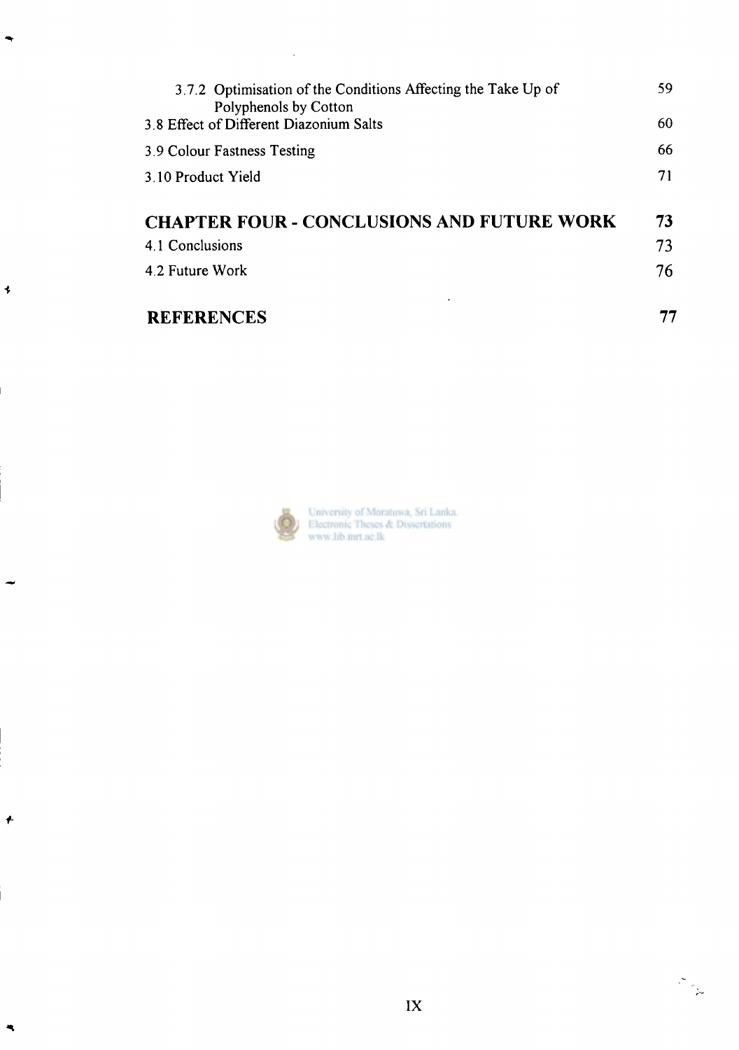| | |
|---|---|
| 3.7.2 Optimisation of the Conditions Affecting the Take Up of Polyphenols by Cotton | 59 |
| 3.8 Effect of Different Diazonium Salts | 60 |
| 3.9 Colour Fastness Testing | 66 |
| 3.10 Product Yield | 71 |
| **CHAPTER FOUR - CONCLUSIONS AND FUTURE WORK** | **73** |
| 4.1 Conclusions | 73 |
| 4.2 Future Work | 76 |
| **REFERENCES** | **77** |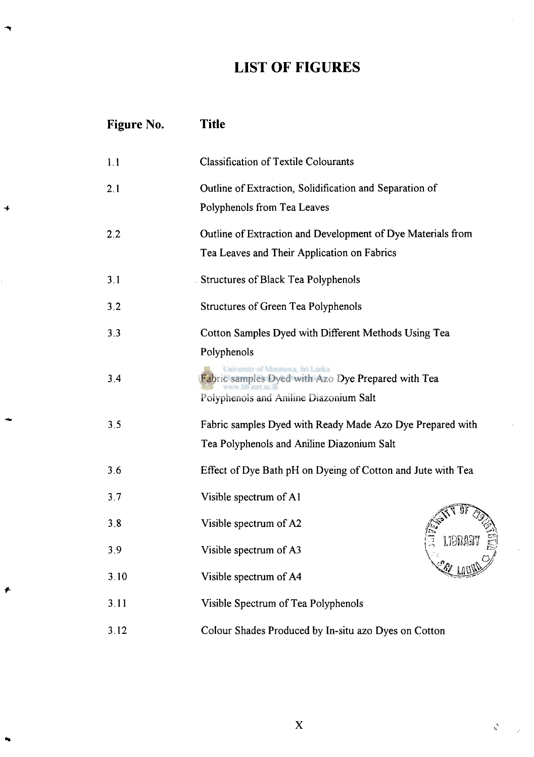# LIST OF FIGURES

| Figure No. | Title |
|---|---|
| 1.1 | Classification of Textile Colourants |
| 2.1 | Outline of Extraction, Solidification and Separation of Polyphenols from Tea Leaves |
| 2.2 | Outline of Extraction and Development of Dye Materials from Tea Leaves and Their Application on Fabrics |
| 3.1 | Structures of Black Tea Polyphenols |
| 3.2 | Structures of Green Tea Polyphenols |
| 3.3 | Cotton Samples Dyed with Different Methods Using Tea Polyphenols |
| 3.4 | Fabric samples Dyed with Azo Dye Prepared with Tea Polyphenols and Aniline Diazonium Salt |
| 3.5 | Fabric samples Dyed with Ready Made Azo Dye Prepared with Tea Polyphenols and Aniline Diazonium Salt |
| 3.6 | Effect of Dye Bath pH on Dyeing of Cotton and Jute with Tea |
| 3.7 | Visible spectrum of A1 |
| 3.8 | Visible spectrum of A2 |
| 3.9 | Visible spectrum of A3 |
| 3.10 | Visible spectrum of A4 |
| 3.11 | Visible Spectrum of Tea Polyphenols |
| 3.12 | Colour Shades Produced by In-situ azo Dyes on Cotton |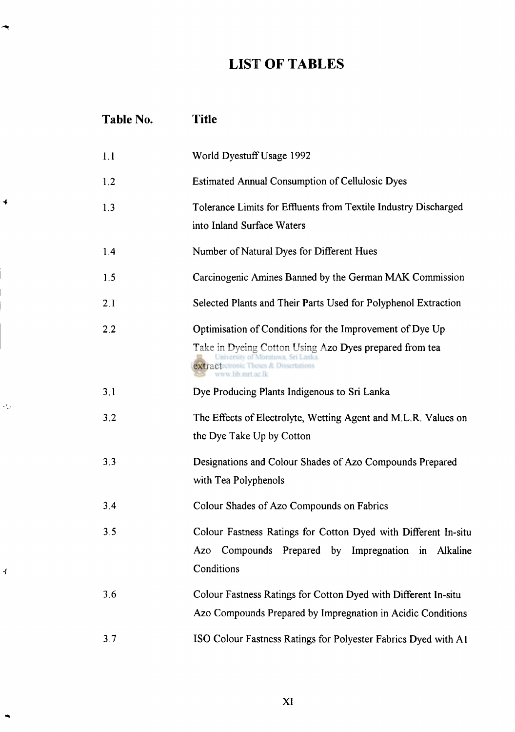# LIST OF TABLES

| Table No. | Title |
| --- | --- |
| 1.1 | World Dyestuff Usage 1992 |
| 1.2 | Estimated Annual Consumption of Cellulosic Dyes |
| 1.3 | Tolerance Limits for Effluents from Textile Industry Discharged into Inland Surface Waters |
| 1.4 | Number of Natural Dyes for Different Hues |
| 1.5 | Carcinogenic Amines Banned by the German MAK Commission |
| 2.1 | Selected Plants and Their Parts Used for Polyphenol Extraction |
| 2.2 | Optimisation of Conditions for the Improvement of Dye Up Take in Dyeing Cotton Using Azo Dyes prepared from tea extract |
| 3.1 | Dye Producing Plants Indigenous to Sri Lanka |
| 3.2 | The Effects of Electrolyte, Wetting Agent and M.L.R. Values on the Dye Take Up by Cotton |
| 3.3 | Designations and Colour Shades of Azo Compounds Prepared with Tea Polyphenols |
| 3.4 | Colour Shades of Azo Compounds on Fabrics |
| 3.5 | Colour Fastness Ratings for Cotton Dyed with Different In-situ Azo Compounds Prepared by Impregnation in Alkaline Conditions |
| 3.6 | Colour Fastness Ratings for Cotton Dyed with Different In-situ Azo Compounds Prepared by Impregnation in Acidic Conditions |
| 3.7 | ISO Colour Fastness Ratings for Polyester Fabrics Dyed with A1 |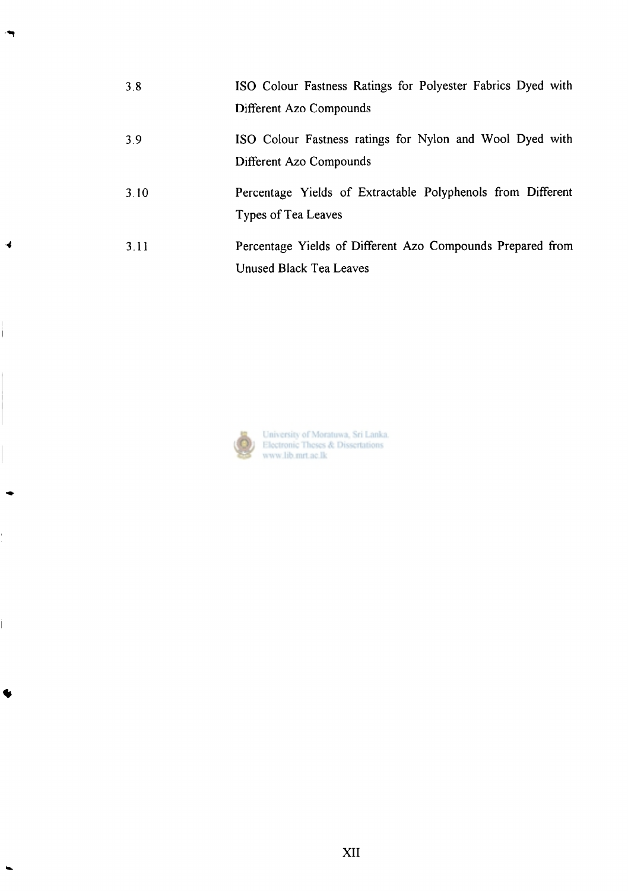| | |
|---|---|
| 3.8 | ISO Colour Fastness Ratings for Polyester Fabrics Dyed with Different Azo Compounds |
| 3.9 | ISO Colour Fastness ratings for Nylon and Wool Dyed with Different Azo Compounds |
| 3.10 | Percentage Yields of Extractable Polyphenols from Different Types of Tea Leaves |
| 3.11 | Percentage Yields of Different Azo Compounds Prepared from Unused Black Tea Leaves |